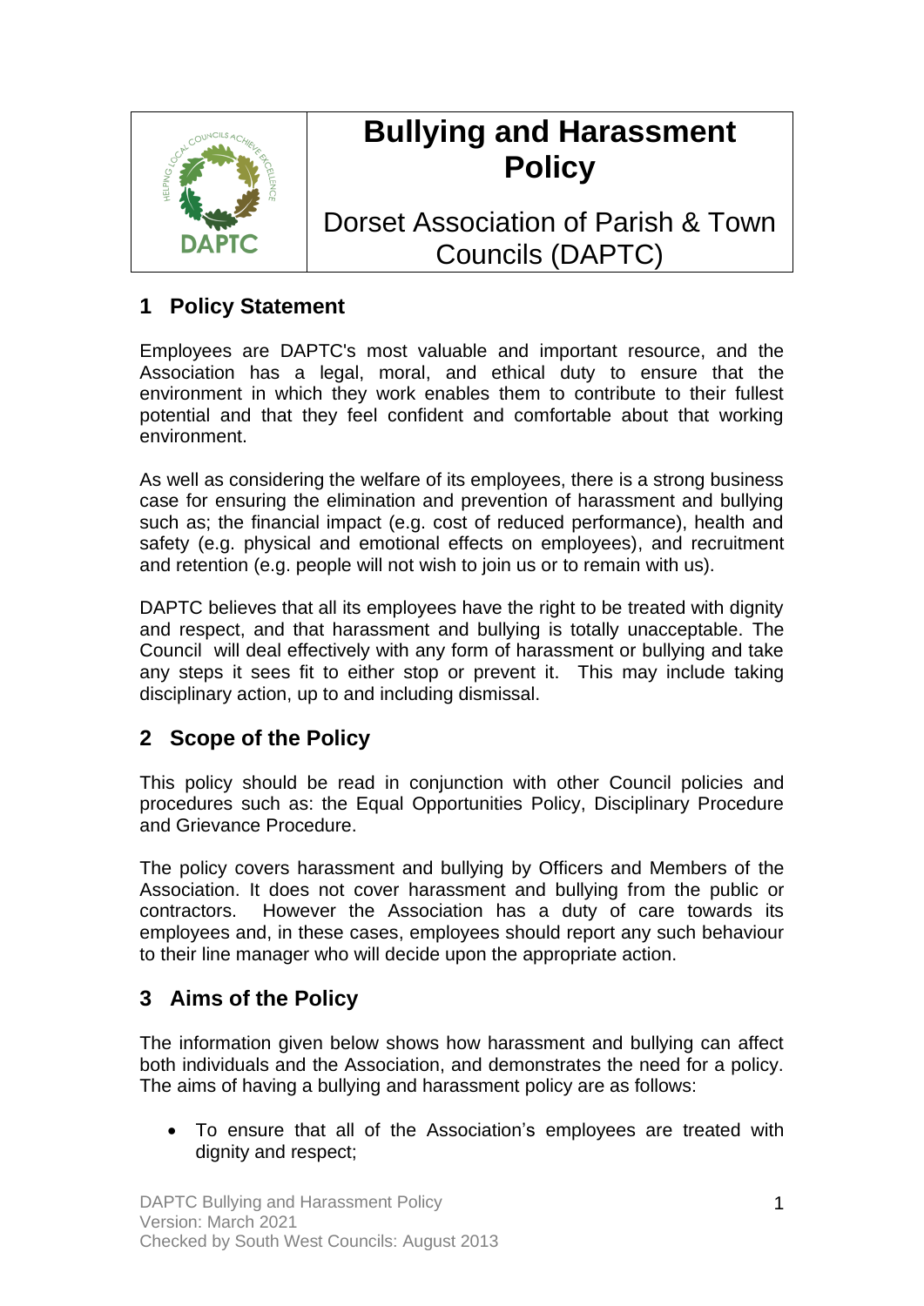# Bullying and Harassment Policy

Dorset Association of Parish & Town Councils (DAPTC)

## 1 Policy Statement

Employees are DAPTC's most valuable and important resource, and the Association has a legal, moral, and ethical duty to ensure that the environment in which they work enables them to contribute to their fullest potential and that they feel confident and comfortable about that working environment.

As well as considering the welfare of its employees, there is a strong business case for ensuring the elimination and prevention of harassment and bullying such as; the financial impact (e.g. cost of reduced performance), health and safety (e.g. physical and emotional effects on employees), and recruitment and retention (e.g. people will not wish to join us or to remain with us).

DAPTC believes that all its employees have the right to be treated with dignity and respect, and that harassment and bullying is totally unacceptable. The Council will deal effectively with any form of harassment or bullying and take any steps it sees fit to either stop or prevent it. This may include taking disciplinary action, up to and including dismissal.

## 2 Scope of the Policy

This policy should be read in conjunction with other Council policies and procedures such as: the Equal Opportunities Policy, Disciplinary Procedure and Grievance Procedure.

The policy covers harassment and bullying by Officers and Members of the Association. It does not cover harassment and bullying from the public or contractors. However the Association has a duty of care towards its employees and, in these cases, employees should report any such behaviour to their line manager who will decide upon the appropriate action.

## 3 Aims of the Policy

The information given below shows how harassment and bullying can affect both individuals and the Association, and demonstrates the need for a policy. The aims of having a bullying and harassment policy are as follows:

- To ensure that all of the Association's employees are treated with dignity and respect;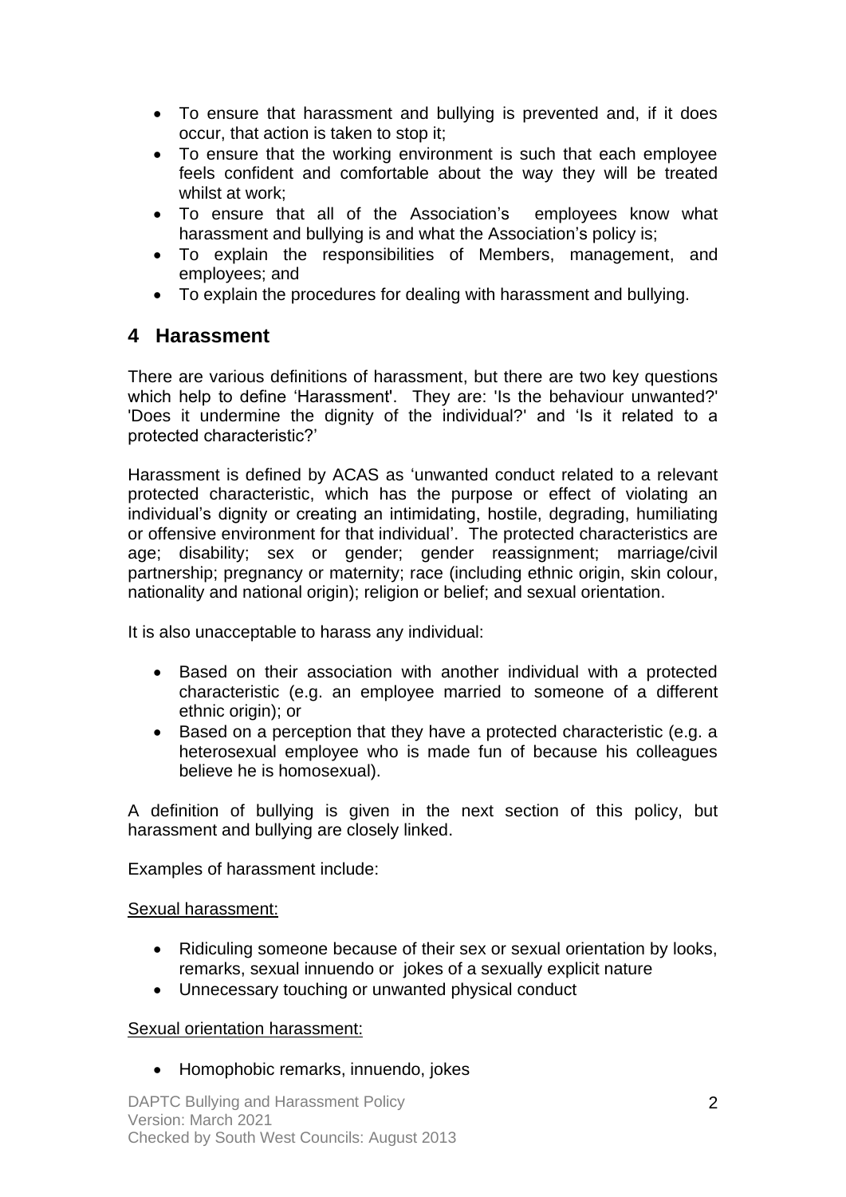- To ensure that harassment and bullying is prevented and, if it does occur, that action is taken to stop it;
- To ensure that the working environment is such that each employee feels confident and comfortable about the way they will be treated whilst at work;
- To ensure that all of the Association's employees know what harassment and bullying is and what the Association's policy is;
- To explain the responsibilities of Members, management, and employees; and
- To explain the procedures for dealing with harassment and bullying.

## 4 Harassment

There are various definitions of harassment, but there are two key questions which help to define 'Harassment'. They are: 'Is the behaviour unwanted?' 'Does it undermine the dignity of the individual?' and 'Is it related to a protected characteristic?'

Harassment is defined by ACAS as 'unwanted conduct related to a relevant protected characteristic, which has the purpose or effect of violating an individual's dignity or creating an intimidating, hostile, degrading, humiliating or offensive environment for that individual'. The protected characteristics are age; disability; sex or gender; gender reassignment; marriage/civil partnership; pregnancy or maternity; race (including ethnic origin, skin colour, nationality and national origin); religion or belief; and sexual orientation.

It is also unacceptable to harass any individual:

- Based on their association with another individual with a protected characteristic (e.g. an employee married to someone of a different ethnic origin); or
- Based on a perception that they have a protected characteristic (e.g. a heterosexual employee who is made fun of because his colleagues believe he is homosexual).

A definition of bullying is given in the next section of this policy, but harassment and bullying are closely linked.

Examples of harassment include:

<u>Sexual harassment:</u>

- Ridiculing someone because of their sex or sexual orientation by looks, remarks, sexual innuendo or jokes of a sexually explicit nature
- Unnecessary touching or unwanted physical conduct

<u>Sexual orientation harassment:</u>

- Homophobic remarks, innuendo, jokes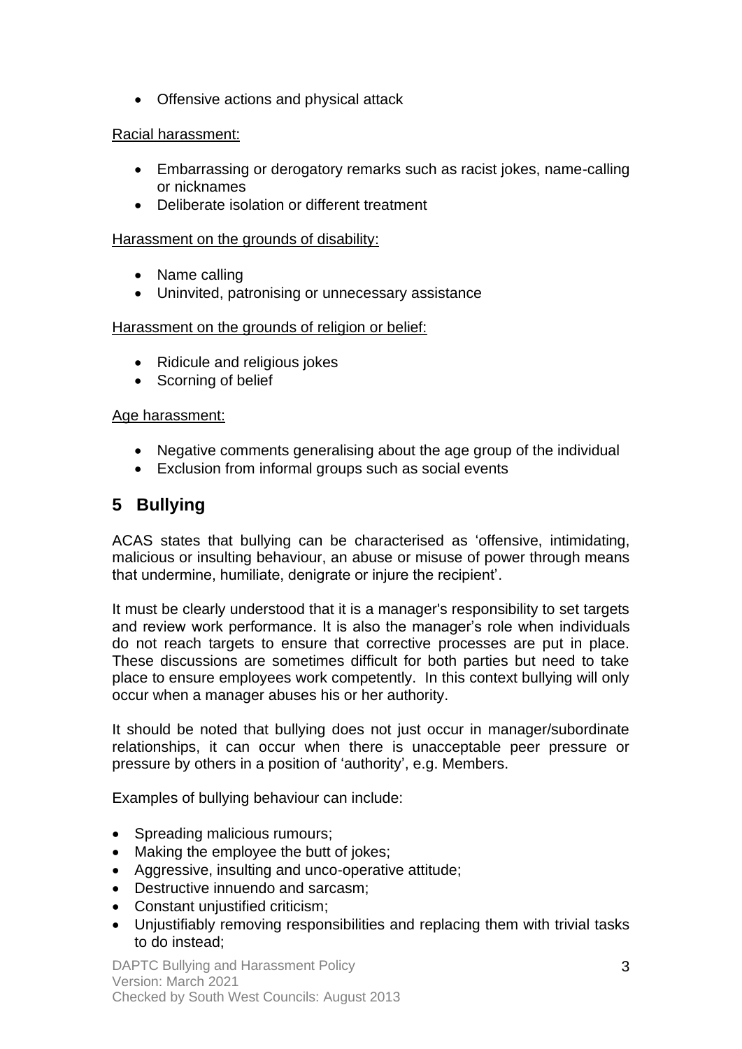- Offensive actions and physical attack

Racial harassment:

- Embarrassing or derogatory remarks such as racist jokes, name-calling or nicknames
- Deliberate isolation or different treatment

Harassment on the grounds of disability:

- Name calling
- Uninvited, patronising or unnecessary assistance

Harassment on the grounds of religion or belief:

- Ridicule and religious jokes
- Scorning of belief

Age harassment:

- Negative comments generalising about the age group of the individual
- Exclusion from informal groups such as social events

## 5 Bullying

ACAS states that bullying can be characterised as 'offensive, intimidating, malicious or insulting behaviour, an abuse or misuse of power through means that undermine, humiliate, denigrate or injure the recipient'.

It must be clearly understood that it is a manager's responsibility to set targets and review work performance. It is also the manager's role when individuals do not reach targets to ensure that corrective processes are put in place. These discussions are sometimes difficult for both parties but need to take place to ensure employees work competently. In this context bullying will only occur when a manager abuses his or her authority.

It should be noted that bullying does not just occur in manager/subordinate relationships, it can occur when there is unacceptable peer pressure or pressure by others in a position of 'authority', e.g. Members.

Examples of bullying behaviour can include:

- Spreading malicious rumours;
- Making the employee the butt of jokes;
- Aggressive, insulting and unco-operative attitude;
- Destructive innuendo and sarcasm;
- Constant unjustified criticism;
- Unjustifiably removing responsibilities and replacing them with trivial tasks to do instead;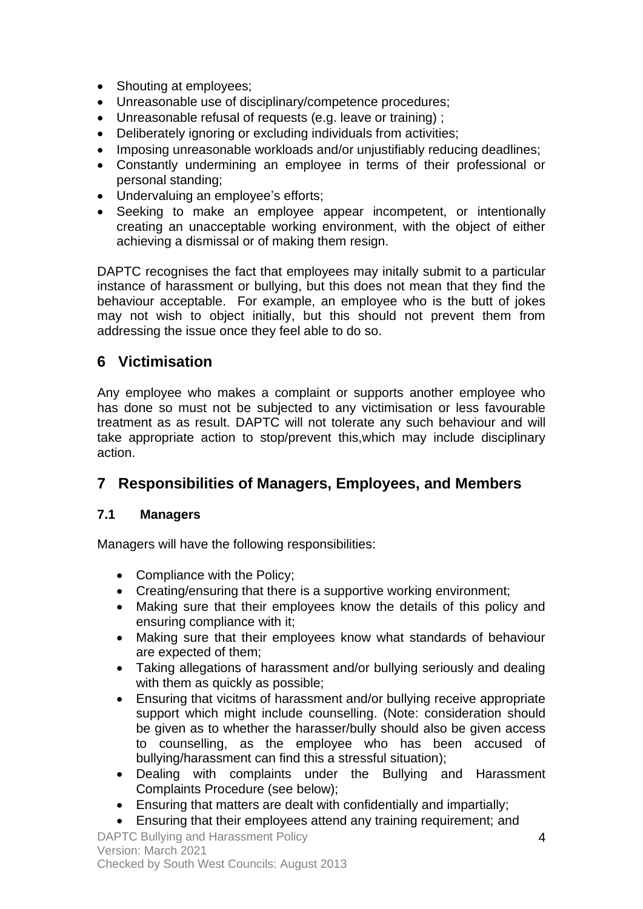- Shouting at employees;
- Unreasonable use of disciplinary/competence procedures;
- Unreasonable refusal of requests (e.g. leave or training) ;
- Deliberately ignoring or excluding individuals from activities;
- Imposing unreasonable workloads and/or unjustifiably reducing deadlines;
- Constantly undermining an employee in terms of their professional or personal standing;
- Undervaluing an employee's efforts;
- Seeking to make an employee appear incompetent, or intentionally creating an unacceptable working environment, with the object of either achieving a dismissal or of making them resign.

DAPTC recognises the fact that employees may initally submit to a particular instance of harassment or bullying, but this does not mean that they find the behaviour acceptable. For example, an employee who is the butt of jokes may not wish to object initially, but this should not prevent them from addressing the issue once they feel able to do so.

## 6 Victimisation

Any employee who makes a complaint or supports another employee who has done so must not be subjected to any victimisation or less favourable treatment as as result. DAPTC will not tolerate any such behaviour and will take appropriate action to stop/prevent this,which may include disciplinary action.

## 7 Responsibilities of Managers, Employees, and Members

### 7.1 Managers

Managers will have the following responsibilities:

- Compliance with the Policy;
- Creating/ensuring that there is a supportive working environment;
- Making sure that their employees know the details of this policy and ensuring compliance with it;
- Making sure that their employees know what standards of behaviour are expected of them;
- Taking allegations of harassment and/or bullying seriously and dealing with them as quickly as possible;
- Ensuring that vicitms of harassment and/or bullying receive appropriate support which might include counselling. (Note: consideration should be given as to whether the harasser/bully should also be given access to counselling, as the employee who has been accused of bullying/harassment can find this a stressful situation);
- Dealing with complaints under the Bullying and Harassment Complaints Procedure (see below);
- Ensuring that matters are dealt with confidentially and impartially;
- Ensuring that their employees attend any training requirement; and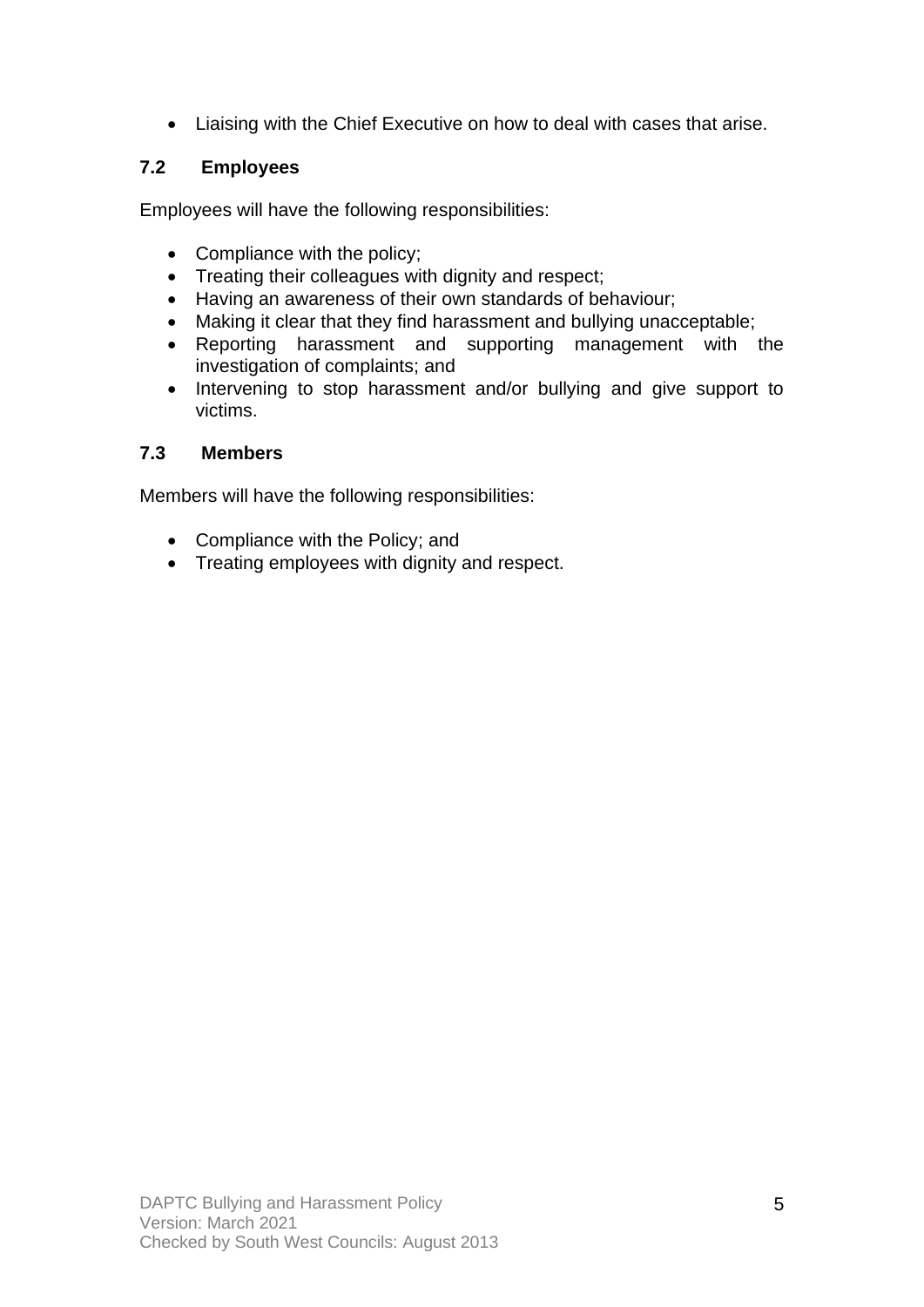- Liaising with the Chief Executive on how to deal with cases that arise.

### 7.2 Employees

Employees will have the following responsibilities:

- Compliance with the policy;
- Treating their colleagues with dignity and respect;
- Having an awareness of their own standards of behaviour;
- Making it clear that they find harassment and bullying unacceptable;
- Reporting harassment and supporting management with the investigation of complaints; and
- Intervening to stop harassment and/or bullying and give support to victims.

### 7.3 Members

Members will have the following responsibilities:

- Compliance with the Policy; and
- Treating employees with dignity and respect.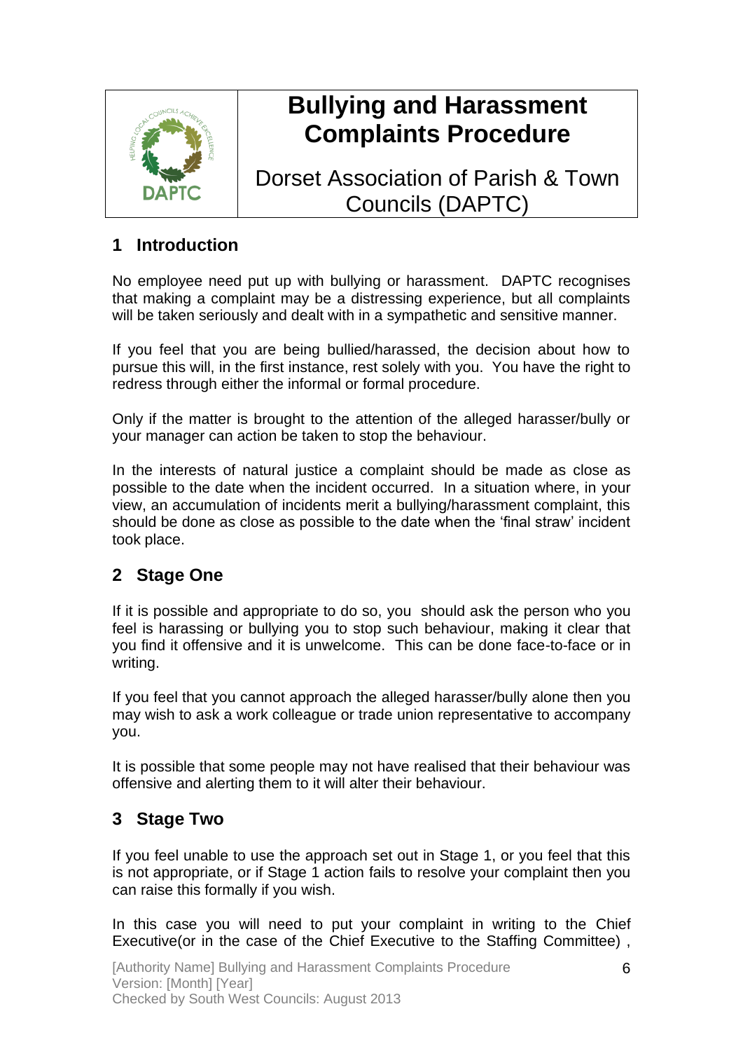# Bullying and Harassment Complaints Procedure

Dorset Association of Parish & Town Councils (DAPTC)

## 1 Introduction

No employee need put up with bullying or harassment. DAPTC recognises that making a complaint may be a distressing experience, but all complaints will be taken seriously and dealt with in a sympathetic and sensitive manner.

If you feel that you are being bullied/harassed, the decision about how to pursue this will, in the first instance, rest solely with you. You have the right to redress through either the informal or formal procedure.

Only if the matter is brought to the attention of the alleged harasser/bully or your manager can action be taken to stop the behaviour.

In the interests of natural justice a complaint should be made as close as possible to the date when the incident occurred. In a situation where, in your view, an accumulation of incidents merit a bullying/harassment complaint, this should be done as close as possible to the date when the 'final straw' incident took place.

## 2 Stage One

If it is possible and appropriate to do so, you should ask the person who you feel is harassing or bullying you to stop such behaviour, making it clear that you find it offensive and it is unwelcome. This can be done face-to-face or in writing.

If you feel that you cannot approach the alleged harasser/bully alone then you may wish to ask a work colleague or trade union representative to accompany you.

It is possible that some people may not have realised that their behaviour was offensive and alerting them to it will alter their behaviour.

## 3 Stage Two

If you feel unable to use the approach set out in Stage 1, or you feel that this is not appropriate, or if Stage 1 action fails to resolve your complaint then you can raise this formally if you wish.

In this case you will need to put your complaint in writing to the Chief Executive(or in the case of the Chief Executive to the Staffing Committee) ,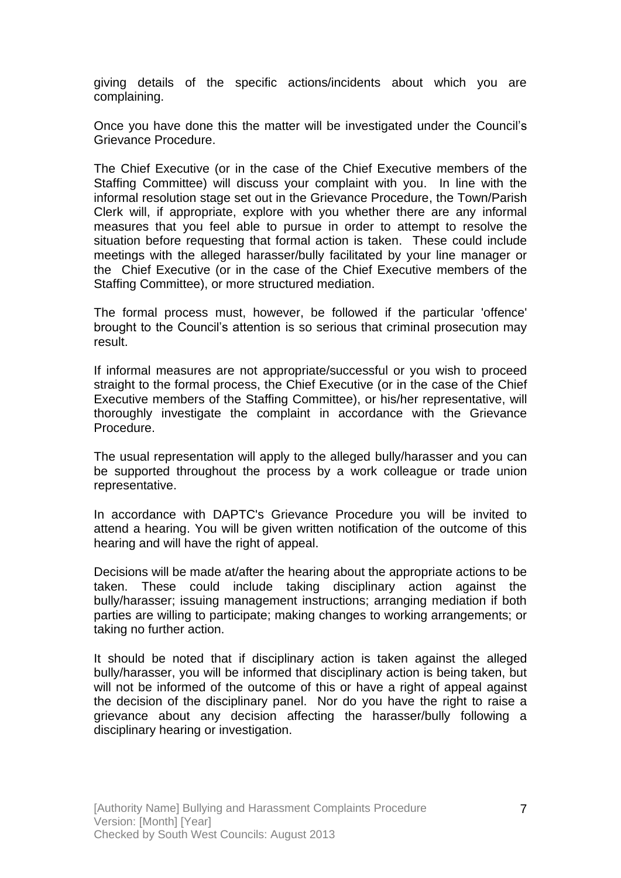giving details of the specific actions/incidents about which you are complaining.

Once you have done this the matter will be investigated under the Council's Grievance Procedure.

The Chief Executive (or in the case of the Chief Executive members of the Staffing Committee) will discuss your complaint with you. In line with the informal resolution stage set out in the Grievance Procedure, the Town/Parish Clerk will, if appropriate, explore with you whether there are any informal measures that you feel able to pursue in order to attempt to resolve the situation before requesting that formal action is taken. These could include meetings with the alleged harasser/bully facilitated by your line manager or the Chief Executive (or in the case of the Chief Executive members of the Staffing Committee), or more structured mediation.

The formal process must, however, be followed if the particular 'offence' brought to the Council's attention is so serious that criminal prosecution may result.

If informal measures are not appropriate/successful or you wish to proceed straight to the formal process, the Chief Executive (or in the case of the Chief Executive members of the Staffing Committee), or his/her representative, will thoroughly investigate the complaint in accordance with the Grievance Procedure.

The usual representation will apply to the alleged bully/harasser and you can be supported throughout the process by a work colleague or trade union representative.

In accordance with DAPTC's Grievance Procedure you will be invited to attend a hearing. You will be given written notification of the outcome of this hearing and will have the right of appeal.

Decisions will be made at/after the hearing about the appropriate actions to be taken. These could include taking disciplinary action against the bully/harasser; issuing management instructions; arranging mediation if both parties are willing to participate; making changes to working arrangements; or taking no further action.

It should be noted that if disciplinary action is taken against the alleged bully/harasser, you will be informed that disciplinary action is being taken, but will not be informed of the outcome of this or have a right of appeal against the decision of the disciplinary panel. Nor do you have the right to raise a grievance about any decision affecting the harasser/bully following a disciplinary hearing or investigation.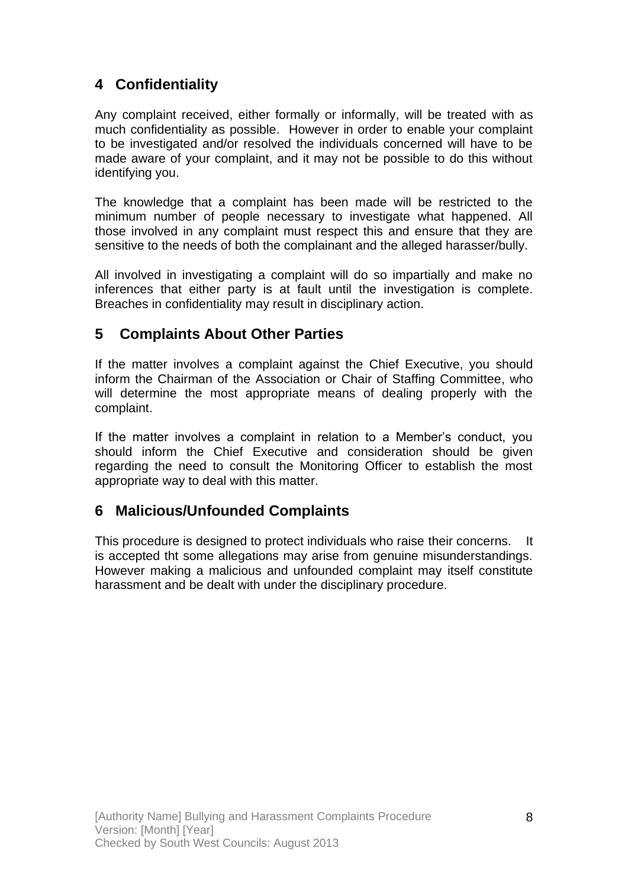## 4 Confidentiality

Any complaint received, either formally or informally, will be treated with as much confidentiality as possible. However in order to enable your complaint to be investigated and/or resolved the individuals concerned will have to be made aware of your complaint, and it may not be possible to do this without identifying you.

The knowledge that a complaint has been made will be restricted to the minimum number of people necessary to investigate what happened. All those involved in any complaint must respect this and ensure that they are sensitive to the needs of both the complainant and the alleged harasser/bully.

All involved in investigating a complaint will do so impartially and make no inferences that either party is at fault until the investigation is complete. Breaches in confidentiality may result in disciplinary action.

## 5 Complaints About Other Parties

If the matter involves a complaint against the Chief Executive, you should inform the Chairman of the Association or Chair of Staffing Committee, who will determine the most appropriate means of dealing properly with the complaint.

If the matter involves a complaint in relation to a Member's conduct, you should inform the Chief Executive and consideration should be given regarding the need to consult the Monitoring Officer to establish the most appropriate way to deal with this matter.

## 6 Malicious/Unfounded Complaints

This procedure is designed to protect individuals who raise their concerns. It is accepted tht some allegations may arise from genuine misunderstandings. However making a malicious and unfounded complaint may itself constitute harassment and be dealt with under the disciplinary procedure.